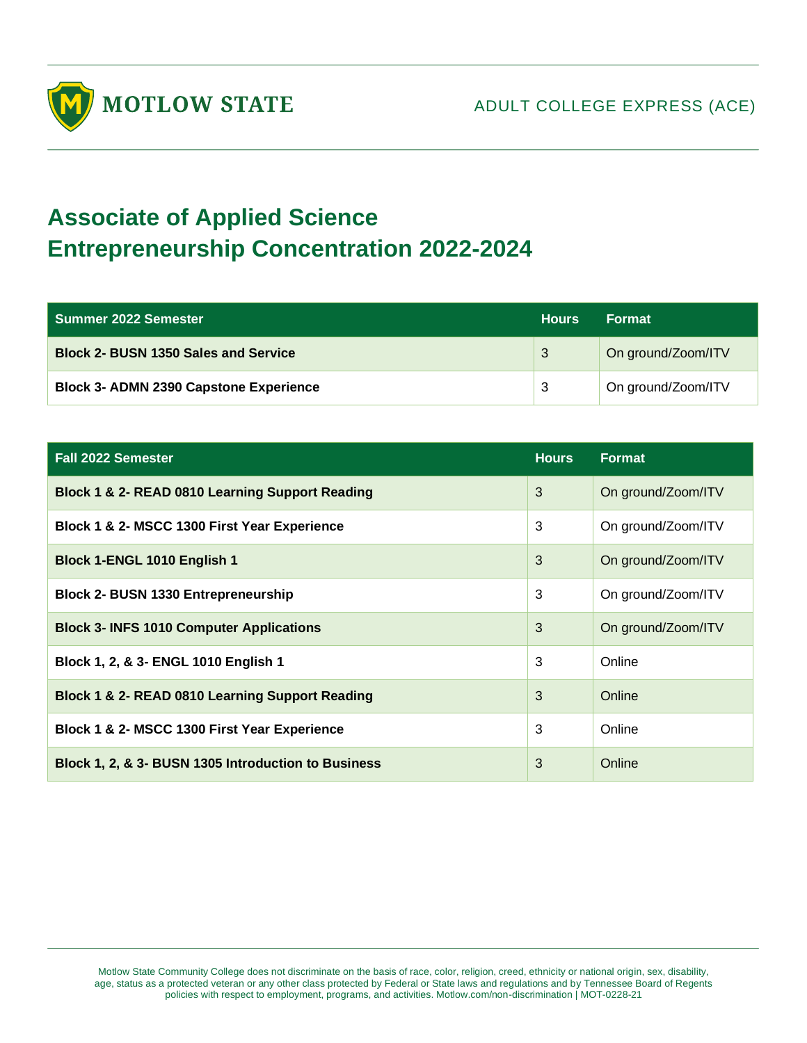MOTLOW STATE

ADULT COLLEGE EXPRESS (ACE)

# Associate of Applied Science
# Entrepreneurship Concentration 2022-2024

| Summer 2022 Semester | Hours | Format |
|---|---|---|
| **Block 2- BUSN 1350 Sales and Service** | 3 | On ground/Zoom/ITV |
| **Block 3- ADMN 2390 Capstone Experience** | 3 | On ground/Zoom/ITV |

| Fall 2022 Semester | Hours | Format |
|---|---|---|
| **Block 1 & 2- READ 0810 Learning Support Reading** | 3 | On ground/Zoom/ITV |
| **Block 1 & 2- MSCC 1300 First Year Experience** | 3 | On ground/Zoom/ITV |
| **Block 1-ENGL 1010 English 1** | 3 | On ground/Zoom/ITV |
| **Block 2- BUSN 1330 Entrepreneurship** | 3 | On ground/Zoom/ITV |
| **Block 3- INFS 1010 Computer Applications** | 3 | On ground/Zoom/ITV |
| **Block 1, 2, & 3- ENGL 1010 English 1** | 3 | Online |
| **Block 1 & 2- READ 0810 Learning Support Reading** | 3 | Online |
| **Block 1 & 2- MSCC 1300 First Year Experience** | 3 | Online |
| **Block 1, 2, & 3- BUSN 1305 Introduction to Business** | 3 | Online |

Motlow State Community College does not discriminate on the basis of race, color, religion, creed, ethnicity or national origin, sex, disability, age, status as a protected veteran or any other class protected by Federal or State laws and regulations and by Tennessee Board of Regents policies with respect to employment, programs, and activities. Motlow.com/non-discrimination | MOT-0228-21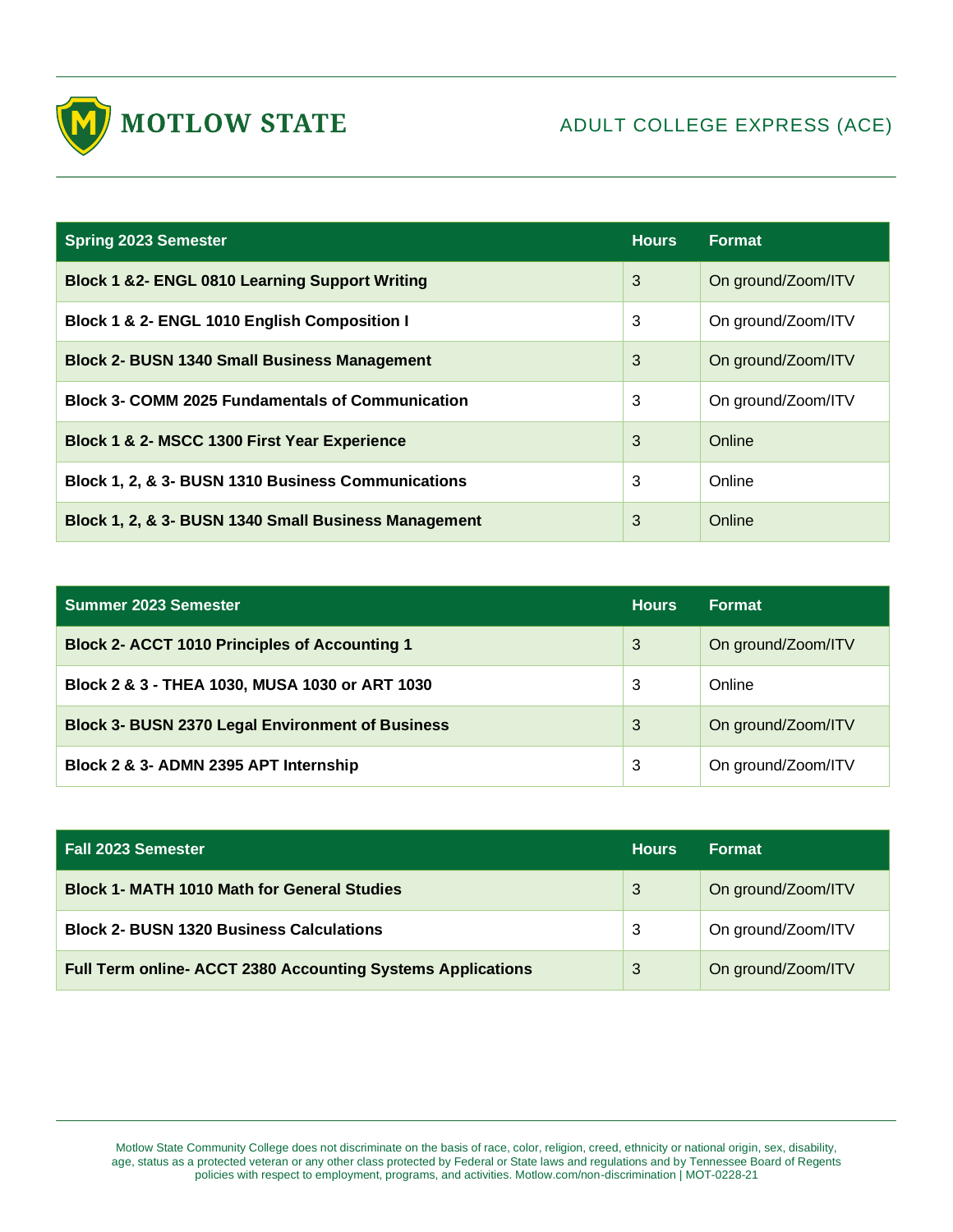MOTLOW STATE

ADULT COLLEGE EXPRESS (ACE)

| Spring 2023 Semester | Hours | Format |
|---|---|---|
| **Block 1 &2- ENGL 0810 Learning Support Writing** | 3 | On ground/Zoom/ITV |
| **Block 1 & 2- ENGL 1010 English Composition I** | 3 | On ground/Zoom/ITV |
| **Block 2- BUSN 1340 Small Business Management** | 3 | On ground/Zoom/ITV |
| **Block 3- COMM 2025 Fundamentals of Communication** | 3 | On ground/Zoom/ITV |
| **Block 1 & 2- MSCC 1300 First Year Experience** | 3 | Online |
| **Block 1, 2, & 3- BUSN 1310 Business Communications** | 3 | Online |
| **Block 1, 2, & 3- BUSN 1340 Small Business Management** | 3 | Online |

| Summer 2023 Semester | Hours | Format |
|---|---|---|
| **Block 2- ACCT 1010 Principles of Accounting 1** | 3 | On ground/Zoom/ITV |
| **Block 2 & 3 - THEA 1030, MUSA 1030 or ART 1030** | 3 | Online |
| **Block 3- BUSN 2370 Legal Environment of Business** | 3 | On ground/Zoom/ITV |
| **Block 2 & 3- ADMN 2395 APT Internship** | 3 | On ground/Zoom/ITV |

| Fall 2023 Semester | Hours | Format |
|---|---|---|
| **Block 1- MATH 1010 Math for General Studies** | 3 | On ground/Zoom/ITV |
| **Block 2- BUSN 1320 Business Calculations** | 3 | On ground/Zoom/ITV |
| **Full Term online- ACCT 2380 Accounting Systems Applications** | 3 | On ground/Zoom/ITV |

Motlow State Community College does not discriminate on the basis of race, color, religion, creed, ethnicity or national origin, sex, disability, age, status as a protected veteran or any other class protected by Federal or State laws and regulations and by Tennessee Board of Regents policies with respect to employment, programs, and activities. Motlow.com/non-discrimination | MOT-0228-21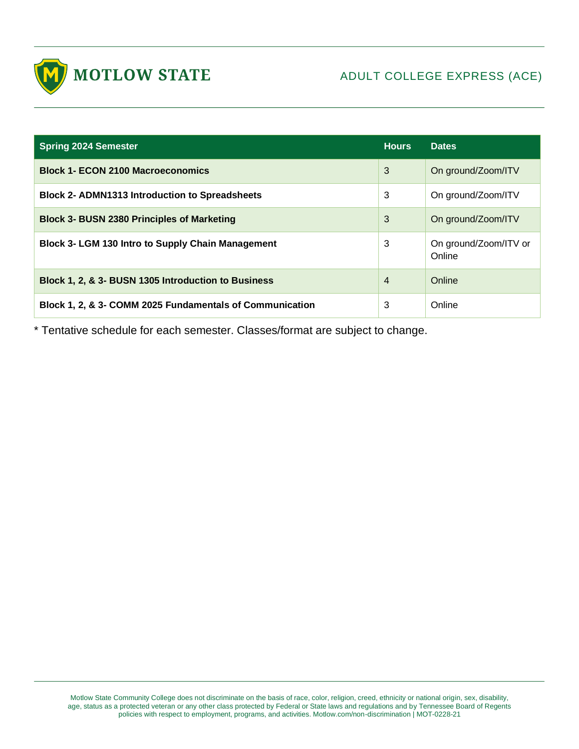MOTLOW STATE

ADULT COLLEGE EXPRESS (ACE)

| Spring 2024 Semester | Hours | Dates |
|---|---|---|
| **Block 1- ECON 2100 Macroeconomics** | 3 | On ground/Zoom/ITV |
| **Block 2- ADMN1313 Introduction to Spreadsheets** | 3 | On ground/Zoom/ITV |
| **Block 3- BUSN 2380 Principles of Marketing** | 3 | On ground/Zoom/ITV |
| **Block 3- LGM 130 Intro to Supply Chain Management** | 3 | On ground/Zoom/ITV or Online |
| **Block 1, 2, & 3- BUSN 1305 Introduction to Business** | 4 | Online |
| **Block 1, 2, & 3- COMM 2025 Fundamentals of Communication** | 3 | Online |

* Tentative schedule for each semester. Classes/format are subject to change.

Motlow State Community College does not discriminate on the basis of race, color, religion, creed, ethnicity or national origin, sex, disability, age, status as a protected veteran or any other class protected by Federal or State laws and regulations and by Tennessee Board of Regents policies with respect to employment, programs, and activities. Motlow.com/non-discrimination | MOT-0228-21